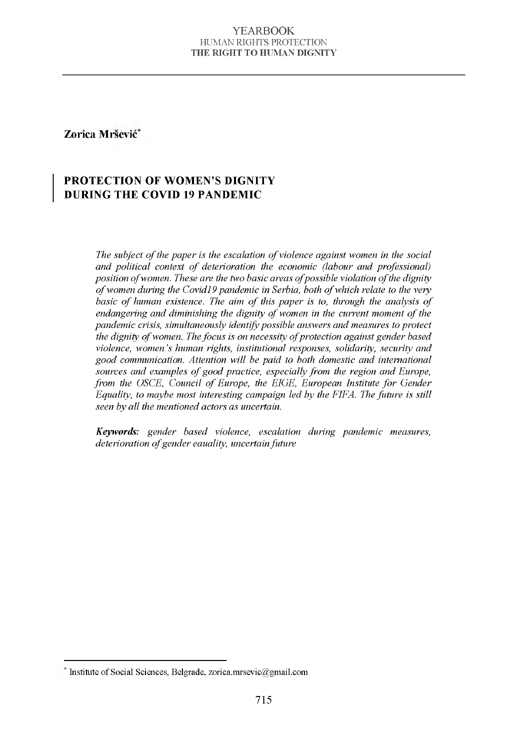Zorica Mršević[*]

# PROTECTION OF WOMEN'S DIGNITY DURING THE COVID 19 PANDEMIC

*The subject of the paper is the escalation of violence against women in the social and political context of deterioration the economic (labour and professional) position of women. These are the two basic areas of possible violation of the dignity of women during the Covid19 pandemic in Serbia, both of which relate to the very basic of human existence. The aim of this paper is to, through the analysis of endangering and diminishing the dignity of women in the current moment of the pandemic crisis, simultaneously identify possible answers and measures to protect the dignity of women. The focus is on necessity of protection against gender based violence, women's human rights, institutional responses, solidarity, security and good communication. Attention will be paid to both domestic and international sources and examples of good practice, especially from the region and Europe, from the OSCE, Council of Europe, the EIGE, European Institute for Gender Equality, to maybe most interesting campaign led by the FIFA. The future is still seen by all the mentioned actors as uncertain.*

***Keywords:*** *gender based violence, escalation during pandemic measures, deterioration of gender eauality, uncertain future*

[*] Institute of Social Sciences, Belgrade, zorica.mrsevic@gmail.com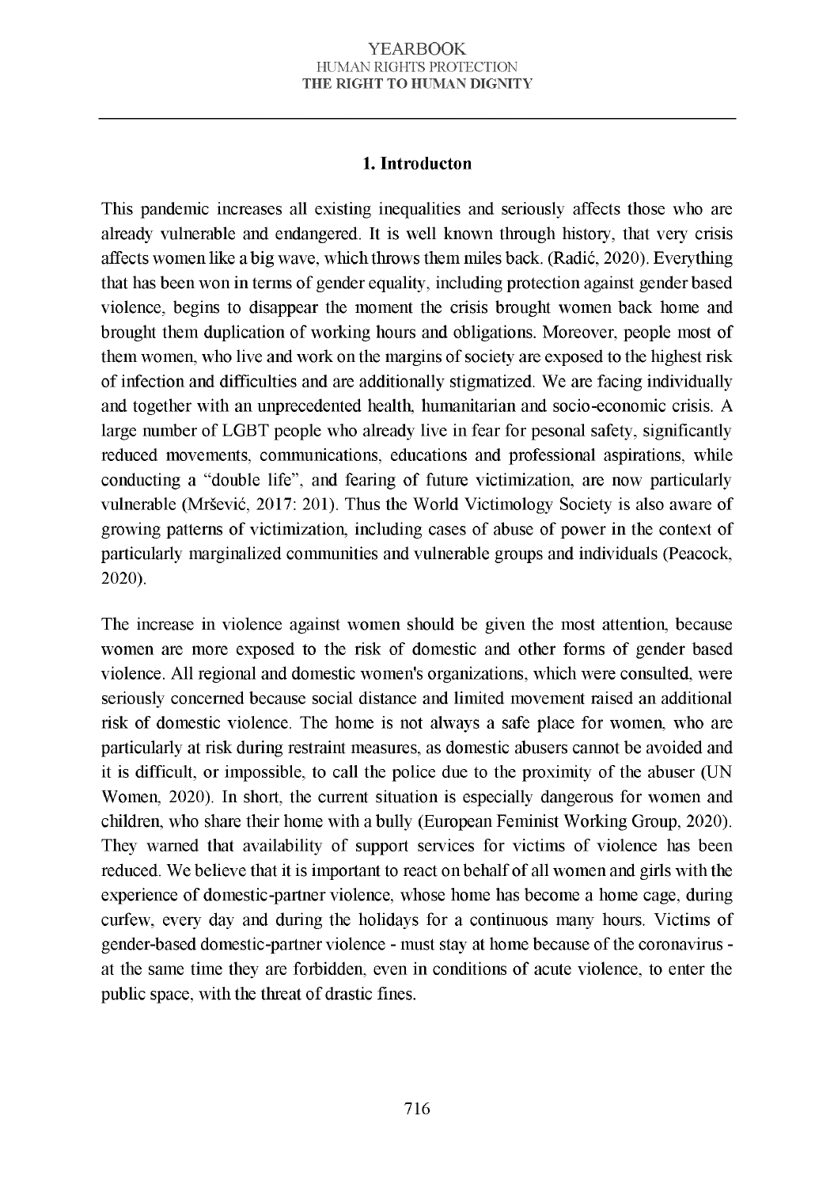## 1. Introducton

This pandemic increases all existing inequalities and seriously affects those who are already vulnerable and endangered. It is well known through history, that very crisis affects women like a big wave, which throws them miles back. (Radić, 2020). Everything that has been won in terms of gender equality, including protection against gender based violence, begins to disappear the moment the crisis brought women back home and brought them duplication of working hours and obligations. Moreover, people most of them women, who live and work on the margins of society are exposed to the highest risk of infection and difficulties and are additionally stigmatized. We are facing individually and together with an unprecedented health, humanitarian and socio-economic crisis. A large number of LGBT people who already live in fear for pesonal safety, significantly reduced movements, communications, educations and professional aspirations, while conducting a "double life", and fearing of future victimization, are now particularly vulnerable (Mršević, 2017: 201). Thus the World Victimology Society is also aware of growing patterns of victimization, including cases of abuse of power in the context of particularly marginalized communities and vulnerable groups and individuals (Peacock, 2020).

The increase in violence against women should be given the most attention, because women are more exposed to the risk of domestic and other forms of gender based violence. All regional and domestic women's organizations, which were consulted, were seriously concerned because social distance and limited movement raised an additional risk of domestic violence. The home is not always a safe place for women, who are particularly at risk during restraint measures, as domestic abusers cannot be avoided and it is difficult, or impossible, to call the police due to the proximity of the abuser (UN Women, 2020). In short, the current situation is especially dangerous for women and children, who share their home with a bully (European Feminist Working Group, 2020). They warned that availability of support services for victims of violence has been reduced. We believe that it is important to react on behalf of all women and girls with the experience of domestic-partner violence, whose home has become a home cage, during curfew, every day and during the holidays for a continuous many hours. Victims of gender-based domestic-partner violence - must stay at home because of the coronavirus - at the same time they are forbidden, even in conditions of acute violence, to enter the public space, with the threat of drastic fines.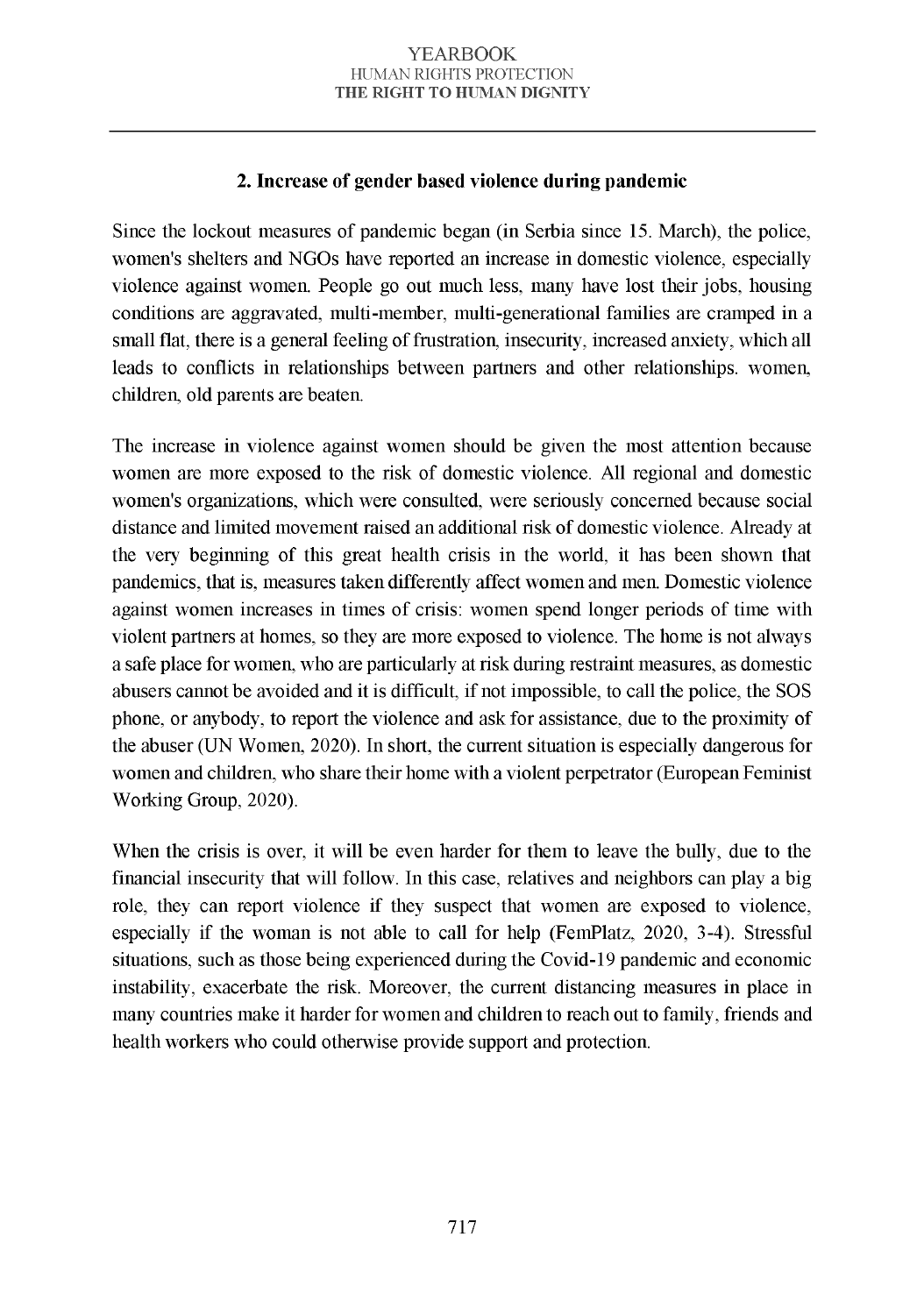## 2. Increase of gender based violence during pandemic

Since the lockout measures of pandemic began (in Serbia since 15. March), the police, women's shelters and NGOs have reported an increase in domestic violence, especially violence against women. People go out much less, many have lost their jobs, housing conditions are aggravated, multi-member, multi-generational families are cramped in a small flat, there is a general feeling of frustration, insecurity, increased anxiety, which all leads to conflicts in relationships between partners and other relationships. women, children, old parents are beaten.

The increase in violence against women should be given the most attention because women are more exposed to the risk of domestic violence. All regional and domestic women's organizations, which were consulted, were seriously concerned because social distance and limited movement raised an additional risk of domestic violence. Already at the very beginning of this great health crisis in the world, it has been shown that pandemics, that is, measures taken differently affect women and men. Domestic violence against women increases in times of crisis: women spend longer periods of time with violent partners at homes, so they are more exposed to violence. The home is not always a safe place for women, who are particularly at risk during restraint measures, as domestic abusers cannot be avoided and it is difficult, if not impossible, to call the police, the SOS phone, or anybody, to report the violence and ask for assistance, due to the proximity of the abuser (UN Women, 2020). In short, the current situation is especially dangerous for women and children, who share their home with a violent perpetrator (European Feminist Working Group, 2020).

When the crisis is over, it will be even harder for them to leave the bully, due to the financial insecurity that will follow. In this case, relatives and neighbors can play a big role, they can report violence if they suspect that women are exposed to violence, especially if the woman is not able to call for help (FemPlatz, 2020, 3-4). Stressful situations, such as those being experienced during the Covid-19 pandemic and economic instability, exacerbate the risk. Moreover, the current distancing measures in place in many countries make it harder for women and children to reach out to family, friends and health workers who could otherwise provide support and protection.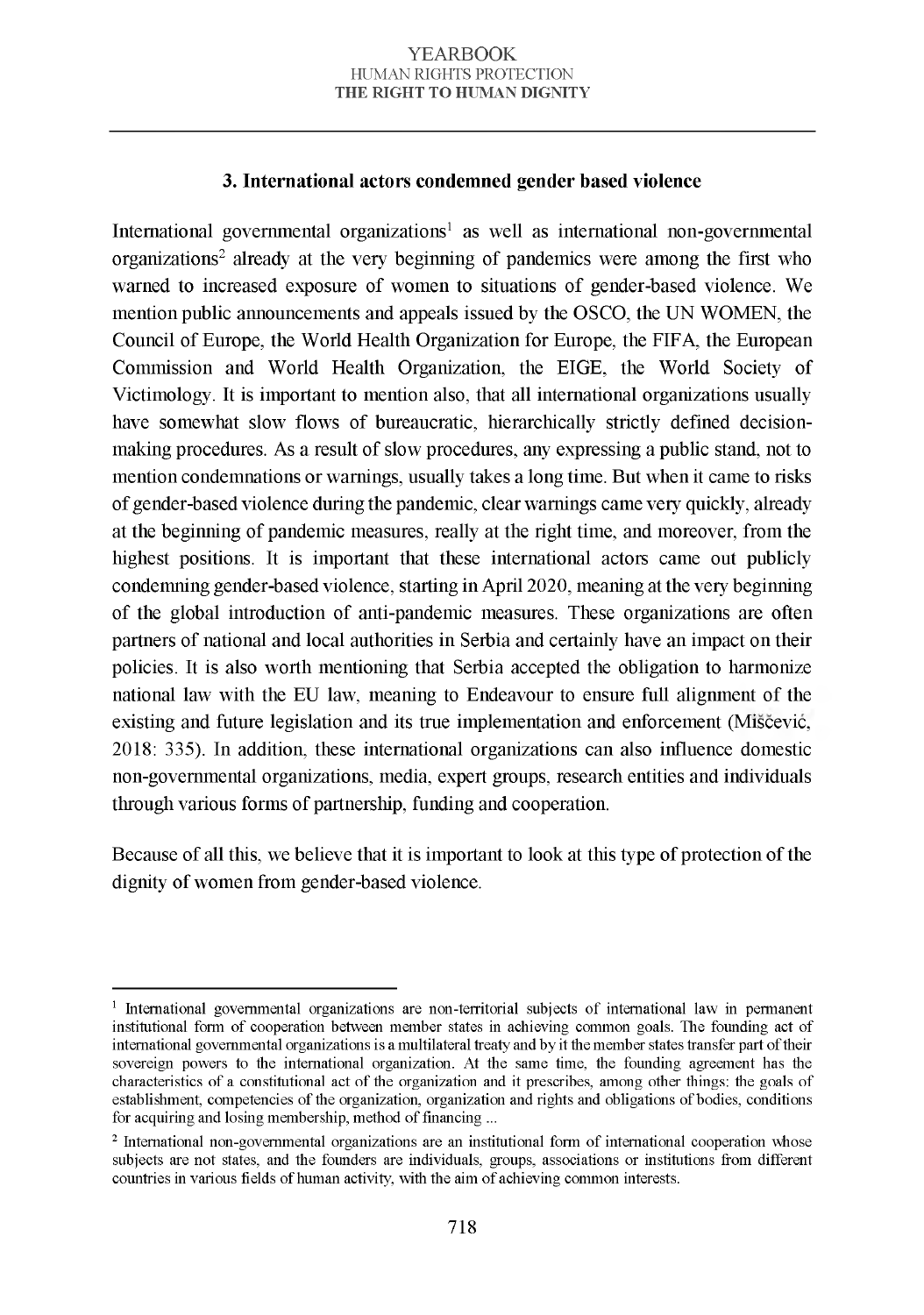### 3. International actors condemned gender based violence

International governmental organizations[1] as well as international non-governmental organizations[2] already at the very beginning of pandemics were among the first who warned to increased exposure of women to situations of gender-based violence. We mention public announcements and appeals issued by the OSCO, the UN WOMEN, the Council of Europe, the World Health Organization for Europe, the FIFA, the European Commission and World Health Organization, the EIGE, the World Society of Victimology. It is important to mention also, that all international organizations usually have somewhat slow flows of bureaucratic, hierarchically strictly defined decision-making procedures. As a result of slow procedures, any expressing a public stand, not to mention condemnations or warnings, usually takes a long time. But when it came to risks of gender-based violence during the pandemic, clear warnings came very quickly, already at the beginning of pandemic measures, really at the right time, and moreover, from the highest positions. It is important that these international actors came out publicly condemning gender-based violence, starting in April 2020, meaning at the very beginning of the global introduction of anti-pandemic measures. These organizations are often partners of national and local authorities in Serbia and certainly have an impact on their policies. It is also worth mentioning that Serbia accepted the obligation to harmonize national law with the EU law, meaning to Endeavour to ensure full alignment of the existing and future legislation and its true implementation and enforcement (Miščević, 2018: 335). In addition, these international organizations can also influence domestic non-governmental organizations, media, expert groups, research entities and individuals through various forms of partnership, funding and cooperation.

Because of all this, we believe that it is important to look at this type of protection of the dignity of women from gender-based violence.

---

[1] International governmental organizations are non-territorial subjects of international law in permanent institutional form of cooperation between member states in achieving common goals. The founding act of international governmental organizations is a multilateral treaty and by it the member states transfer part of their sovereign powers to the international organization. At the same time, the founding agreement has the characteristics of a constitutional act of the organization and it prescribes, among other things: the goals of establishment, competencies of the organization, organization and rights and obligations of bodies, conditions for acquiring and losing membership, method of financing ...

[2] International non-governmental organizations are an institutional form of international cooperation whose subjects are not states, and the founders are individuals, groups, associations or institutions from different countries in various fields of human activity, with the aim of achieving common interests.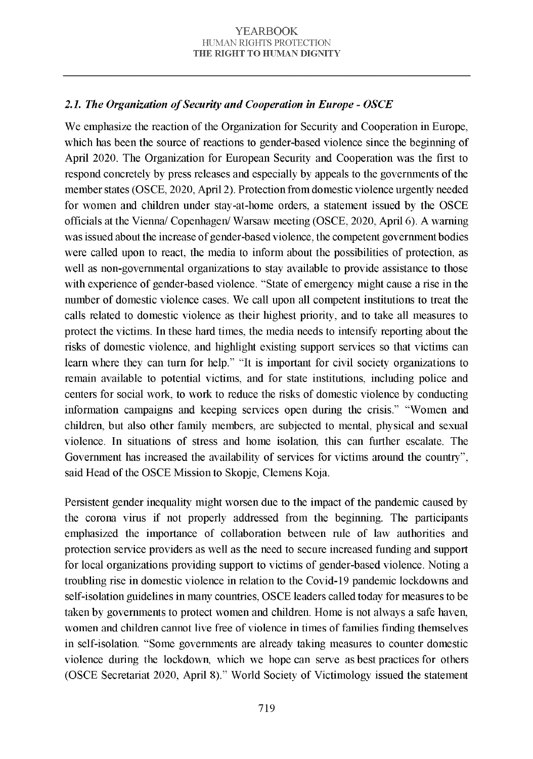### *2.1. The Organization of Security and Cooperation in Europe - OSCE*

We emphasize the reaction of the Organization for Security and Cooperation in Europe, which has been the source of reactions to gender-based violence since the beginning of April 2020. The Organization for European Security and Cooperation was the first to respond concretely by press releases and especially by appeals to the governments of the member states (OSCE, 2020, April 2). Protection from domestic violence urgently needed for women and children under stay-at-home orders, a statement issued by the OSCE officials at the Vienna/ Copenhagen/ Warsaw meeting (OSCE, 2020, April 6). A warning was issued about the increase of gender-based violence, the competent government bodies were called upon to react, the media to inform about the possibilities of protection, as well as non-governmental organizations to stay available to provide assistance to those with experience of gender-based violence. "State of emergency might cause a rise in the number of domestic violence cases. We call upon all competent institutions to treat the calls related to domestic violence as their highest priority, and to take all measures to protect the victims. In these hard times, the media needs to intensify reporting about the risks of domestic violence, and highlight existing support services so that victims can learn where they can turn for help." "It is important for civil society organizations to remain available to potential victims, and for state institutions, including police and centers for social work, to work to reduce the risks of domestic violence by conducting information campaigns and keeping services open during the crisis." "Women and children, but also other family members, are subjected to mental, physical and sexual violence. In situations of stress and home isolation, this can further escalate. The Government has increased the availability of services for victims around the country", said Head of the OSCE Mission to Skopje, Clemens Koja.

Persistent gender inequality might worsen due to the impact of the pandemic caused by the corona virus if not properly addressed from the beginning. The participants emphasized the importance of collaboration between rule of law authorities and protection service providers as well as the need to secure increased funding and support for local organizations providing support to victims of gender-based violence. Noting a troubling rise in domestic violence in relation to the Covid-19 pandemic lockdowns and self-isolation guidelines in many countries, OSCE leaders called today for measures to be taken by governments to protect women and children. Home is not always a safe haven, women and children cannot live free of violence in times of families finding themselves in self-isolation. "Some governments are already taking measures to counter domestic violence during the lockdown, which we hope can serve as best practices for others (OSCE Secretariat 2020, April 8)." World Society of Victimology issued the statement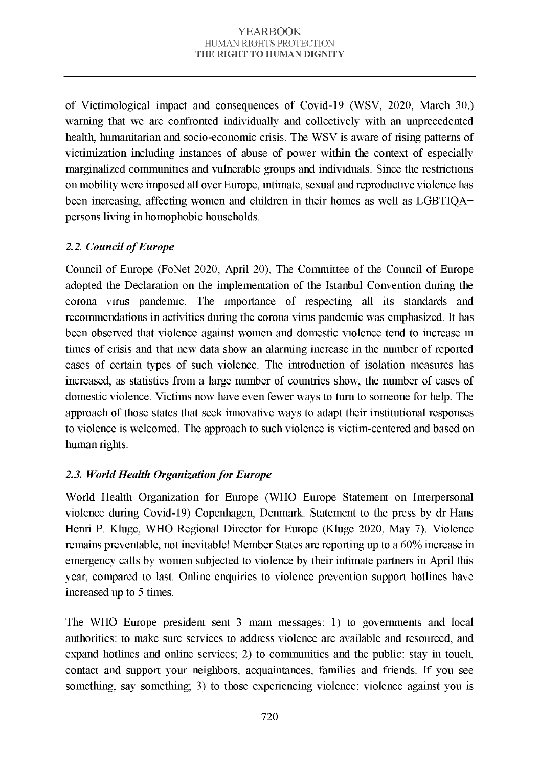of Victimological impact and consequences of Covid-19 (WSV, 2020, March 30.) warning that we are confronted individually and collectively with an unprecedented health, humanitarian and socio-economic crisis. The WSV is aware of rising patterns of victimization including instances of abuse of power within the context of especially marginalized communities and vulnerable groups and individuals. Since the restrictions on mobility were imposed all over Europe, intimate, sexual and reproductive violence has been increasing, affecting women and children in their homes as well as LGBTIQA+ persons living in homophobic households.

### *2.2. Council of Europe*

Council of Europe (FoNet 2020, April 20), The Committee of the Council of Europe adopted the Declaration on the implementation of the Istanbul Convention during the corona virus pandemic. The importance of respecting all its standards and recommendations in activities during the corona virus pandemic was emphasized. It has been observed that violence against women and domestic violence tend to increase in times of crisis and that new data show an alarming increase in the number of reported cases of certain types of such violence. The introduction of isolation measures has increased, as statistics from a large number of countries show, the number of cases of domestic violence. Victims now have even fewer ways to turn to someone for help. The approach of those states that seek innovative ways to adapt their institutional responses to violence is welcomed. The approach to such violence is victim-centered and based on human rights.

### *2.3. World Health Organization for Europe*

World Health Organization for Europe (WHO Europe Statement on Interpersonal violence during Covid-19) Copenhagen, Denmark. Statement to the press by dr Hans Henri P. Kluge, WHO Regional Director for Europe (Kluge 2020, May 7). Violence remains preventable, not inevitable! Member States are reporting up to a 60% increase in emergency calls by women subjected to violence by their intimate partners in April this year, compared to last. Online enquiries to violence prevention support hotlines have increased up to 5 times.

The WHO Europe president sent 3 main messages: 1) to governments and local authorities: to make sure services to address violence are available and resourced, and expand hotlines and online services; 2) to communities and the public: stay in touch, contact and support your neighbors, acquaintances, families and friends. If you see something, say something; 3) to those experiencing violence: violence against you is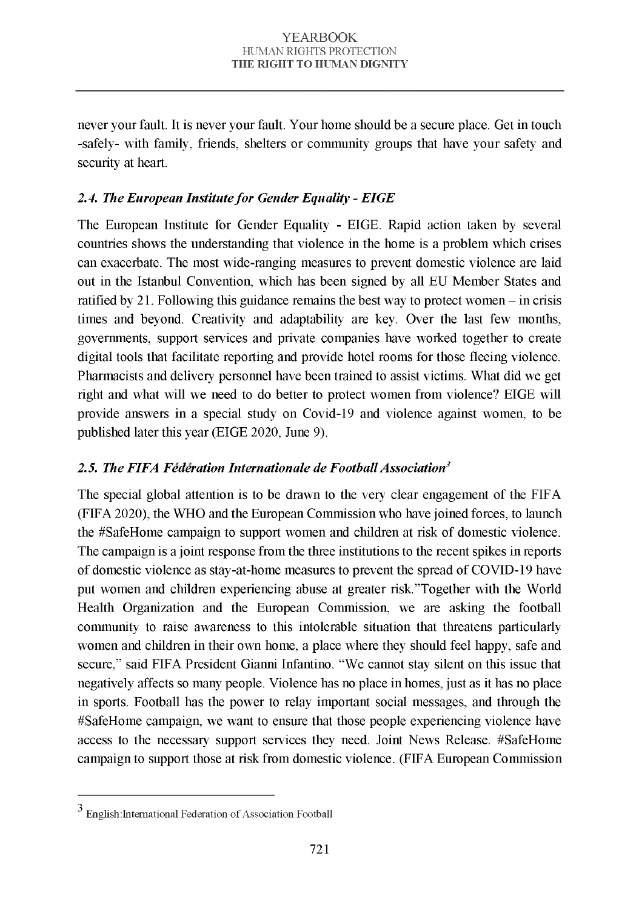never your fault. It is never your fault. Your home should be a secure place. Get in touch -safely- with family, friends, shelters or community groups that have your safety and security at heart.

### *2.4. The European Institute for Gender Equality - EIGE*

The European Institute for Gender Equality - EIGE. Rapid action taken by several countries shows the understanding that violence in the home is a problem which crises can exacerbate. The most wide-ranging measures to prevent domestic violence are laid out in the Istanbul Convention, which has been signed by all EU Member States and ratified by 21. Following this guidance remains the best way to protect women – in crisis times and beyond. Creativity and adaptability are key. Over the last few months, governments, support services and private companies have worked together to create digital tools that facilitate reporting and provide hotel rooms for those fleeing violence. Pharmacists and delivery personnel have been trained to assist victims. What did we get right and what will we need to do better to protect women from violence? EIGE will provide answers in a special study on Covid-19 and violence against women, to be published later this year (EIGE 2020, June 9).

### *2.5. The FIFA Fédération Internationale de Football Association*[3]

The special global attention is to be drawn to the very clear engagement of the FIFA (FIFA 2020), the WHO and the European Commission who have joined forces, to launch the #SafeHome campaign to support women and children at risk of domestic violence. The campaign is a joint response from the three institutions to the recent spikes in reports of domestic violence as stay-at-home measures to prevent the spread of COVID-19 have put women and children experiencing abuse at greater risk."Together with the World Health Organization and the European Commission, we are asking the football community to raise awareness to this intolerable situation that threatens particularly women and children in their own home, a place where they should feel happy, safe and secure," said FIFA President Gianni Infantino. "We cannot stay silent on this issue that negatively affects so many people. Violence has no place in homes, just as it has no place in sports. Football has the power to relay important social messages, and through the #SafeHome campaign, we want to ensure that those people experiencing violence have access to the necessary support services they need. Joint News Release. #SafeHome campaign to support those at risk from domestic violence. (FIFA European Commission

---

[3] English:International Federation of Association Football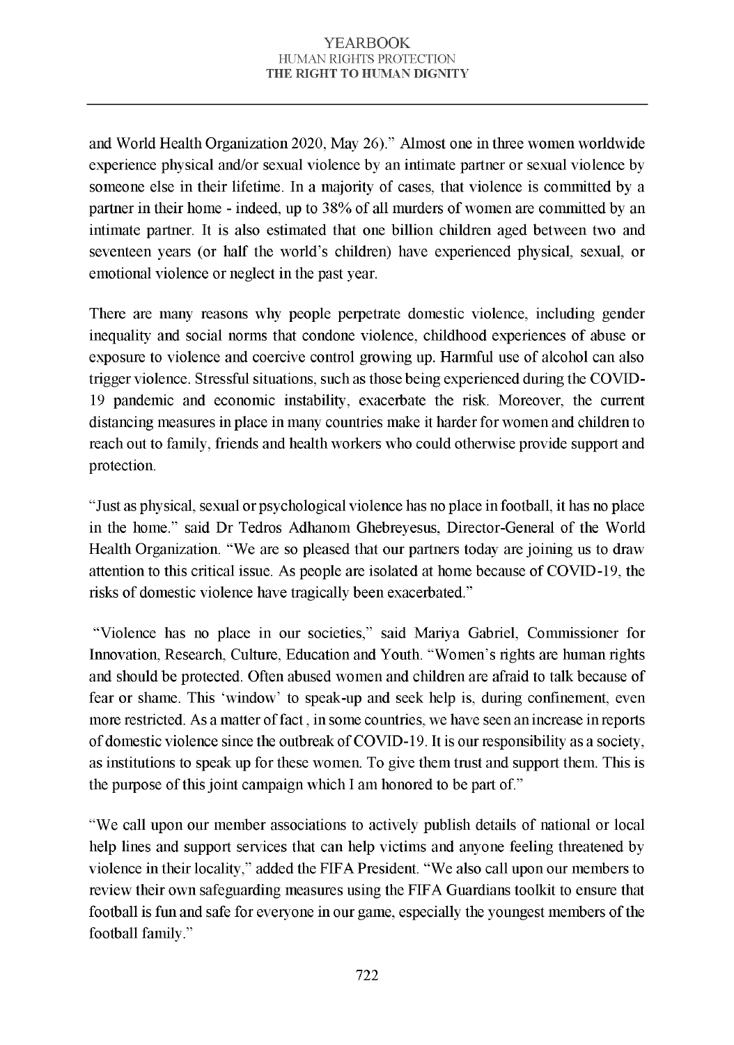and World Health Organization 2020, May 26)." Almost one in three women worldwide experience physical and/or sexual violence by an intimate partner or sexual violence by someone else in their lifetime. In a majority of cases, that violence is committed by a partner in their home - indeed, up to 38% of all murders of women are committed by an intimate partner. It is also estimated that one billion children aged between two and seventeen years (or half the world's children) have experienced physical, sexual, or emotional violence or neglect in the past year.

There are many reasons why people perpetrate domestic violence, including gender inequality and social norms that condone violence, childhood experiences of abuse or exposure to violence and coercive control growing up. Harmful use of alcohol can also trigger violence. Stressful situations, such as those being experienced during the COVID-19 pandemic and economic instability, exacerbate the risk. Moreover, the current distancing measures in place in many countries make it harder for women and children to reach out to family, friends and health workers who could otherwise provide support and protection.

"Just as physical, sexual or psychological violence has no place in football, it has no place in the home." said Dr Tedros Adhanom Ghebreyesus, Director-General of the World Health Organization. "We are so pleased that our partners today are joining us to draw attention to this critical issue. As people are isolated at home because of COVID-19, the risks of domestic violence have tragically been exacerbated."

"Violence has no place in our societies," said Mariya Gabriel, Commissioner for Innovation, Research, Culture, Education and Youth. "Women's rights are human rights and should be protected. Often abused women and children are afraid to talk because of fear or shame. This 'window' to speak-up and seek help is, during confinement, even more restricted. As a matter of fact , in some countries, we have seen an increase in reports of domestic violence since the outbreak of COVID-19. It is our responsibility as a society, as institutions to speak up for these women. To give them trust and support them. This is the purpose of this joint campaign which I am honored to be part of."

"We call upon our member associations to actively publish details of national or local help lines and support services that can help victims and anyone feeling threatened by violence in their locality," added the FIFA President. "We also call upon our members to review their own safeguarding measures using the FIFA Guardians toolkit to ensure that football is fun and safe for everyone in our game, especially the youngest members of the football family."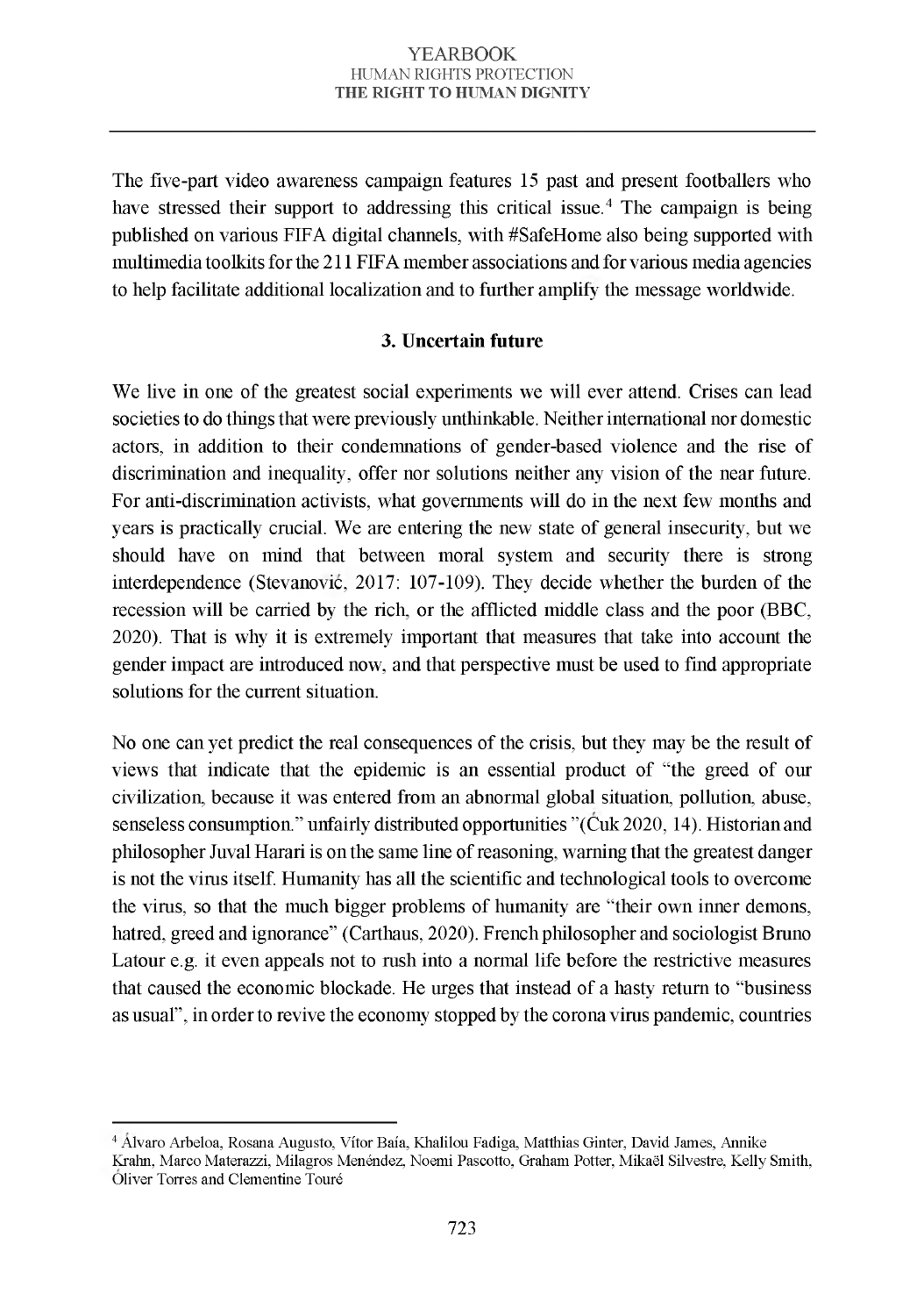The five-part video awareness campaign features 15 past and present footballers who have stressed their support to addressing this critical issue.[4] The campaign is being published on various FIFA digital channels, with #SafeHome also being supported with multimedia toolkits for the 211 FIFA member associations and for various media agencies to help facilitate additional localization and to further amplify the message worldwide.

### 3. Uncertain future

We live in one of the greatest social experiments we will ever attend. Crises can lead societies to do things that were previously unthinkable. Neither international nor domestic actors, in addition to their condemnations of gender-based violence and the rise of discrimination and inequality, offer nor solutions neither any vision of the near future. For anti-discrimination activists, what governments will do in the next few months and years is practically crucial. We are entering the new state of general insecurity, but we should have on mind that between moral system and security there is strong interdependence (Stevanović, 2017: 107-109). They decide whether the burden of the recession will be carried by the rich, or the afflicted middle class and the poor (BBC, 2020). That is why it is extremely important that measures that take into account the gender impact are introduced now, and that perspective must be used to find appropriate solutions for the current situation.

No one can yet predict the real consequences of the crisis, but they may be the result of views that indicate that the epidemic is an essential product of "the greed of our civilization, because it was entered from an abnormal global situation, pollution, abuse, senseless consumption." unfairly distributed opportunities "(Ćuk 2020, 14). Historian and philosopher Juval Harari is on the same line of reasoning, warning that the greatest danger is not the virus itself. Humanity has all the scientific and technological tools to overcome the virus, so that the much bigger problems of humanity are "their own inner demons, hatred, greed and ignorance" (Carthaus, 2020). French philosopher and sociologist Bruno Latour e.g. it even appeals not to rush into a normal life before the restrictive measures that caused the economic blockade. He urges that instead of a hasty return to "business as usual", in order to revive the economy stopped by the corona virus pandemic, countries

---

[4] Álvaro Arbeloa, Rosana Augusto, Vítor Baía, Khalilou Fadiga, Matthias Ginter, David James, Annike Krahn, Marco Materazzi, Milagros Menéndez, Noemi Pascotto, Graham Potter, Mikaël Silvestre, Kelly Smith, Óliver Torres and Clementine Touré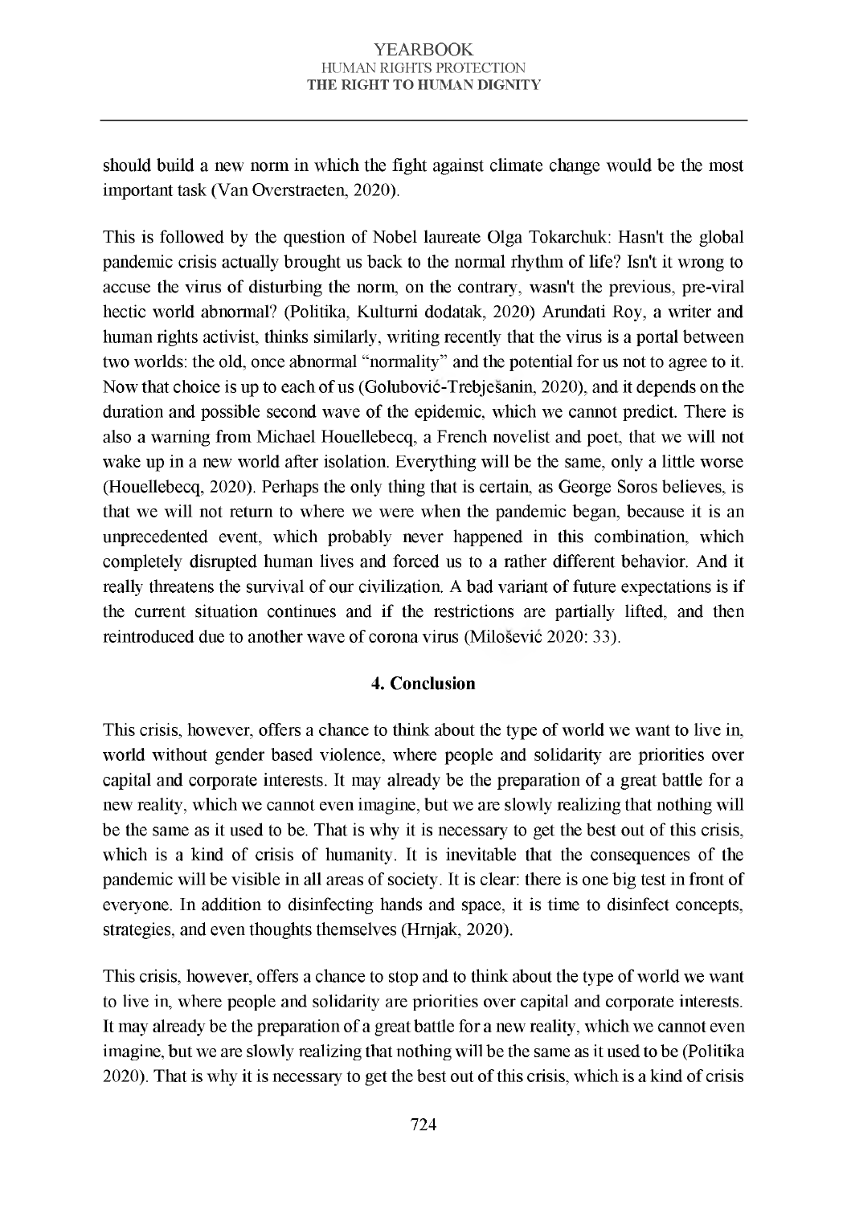should build a new norm in which the fight against climate change would be the most important task (Van Overstraeten, 2020).

This is followed by the question of Nobel laureate Olga Tokarchuk: Hasn't the global pandemic crisis actually brought us back to the normal rhythm of life? Isn't it wrong to accuse the virus of disturbing the norm, on the contrary, wasn't the previous, pre-viral hectic world abnormal? (Politika, Kulturni dodatak, 2020) Arundati Roy, a writer and human rights activist, thinks similarly, writing recently that the virus is a portal between two worlds: the old, once abnormal "normality" and the potential for us not to agree to it. Now that choice is up to each of us (Golubović-Trebješanin, 2020), and it depends on the duration and possible second wave of the epidemic, which we cannot predict. There is also a warning from Michael Houellebecq, a French novelist and poet, that we will not wake up in a new world after isolation. Everything will be the same, only a little worse (Houellebecq, 2020). Perhaps the only thing that is certain, as George Soros believes, is that we will not return to where we were when the pandemic began, because it is an unprecedented event, which probably never happened in this combination, which completely disrupted human lives and forced us to a rather different behavior. And it really threatens the survival of our civilization. A bad variant of future expectations is if the current situation continues and if the restrictions are partially lifted, and then reintroduced due to another wave of corona virus (Milošević 2020: 33).

## 4. Conclusion

This crisis, however, offers a chance to think about the type of world we want to live in, world without gender based violence, where people and solidarity are priorities over capital and corporate interests. It may already be the preparation of a great battle for a new reality, which we cannot even imagine, but we are slowly realizing that nothing will be the same as it used to be. That is why it is necessary to get the best out of this crisis, which is a kind of crisis of humanity. It is inevitable that the consequences of the pandemic will be visible in all areas of society. It is clear: there is one big test in front of everyone. In addition to disinfecting hands and space, it is time to disinfect concepts, strategies, and even thoughts themselves (Hrnjak, 2020).

This crisis, however, offers a chance to stop and to think about the type of world we want to live in, where people and solidarity are priorities over capital and corporate interests. It may already be the preparation of a great battle for a new reality, which we cannot even imagine, but we are slowly realizing that nothing will be the same as it used to be (Politika 2020). That is why it is necessary to get the best out of this crisis, which is a kind of crisis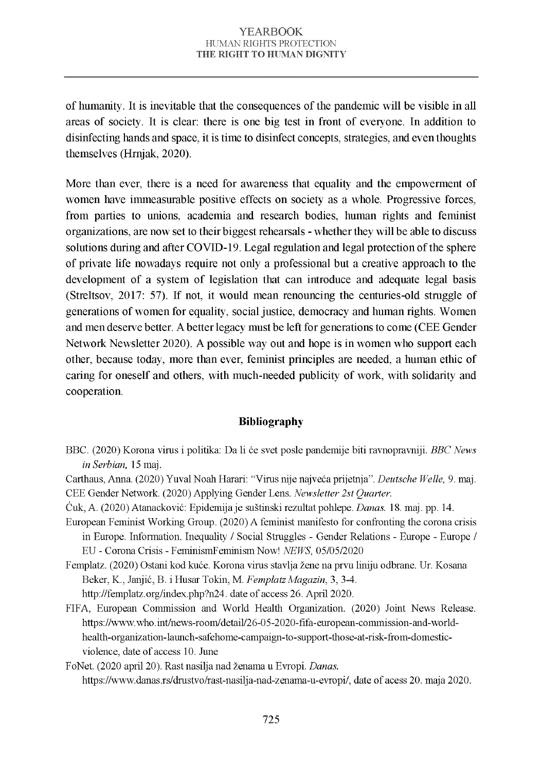of humanity. It is inevitable that the consequences of the pandemic will be visible in all areas of society. It is clear: there is one big test in front of everyone. In addition to disinfecting hands and space, it is time to disinfect concepts, strategies, and even thoughts themselves (Hrnjak, 2020).

More than ever, there is a need for awareness that equality and the empowerment of women have immeasurable positive effects on society as a whole. Progressive forces, from parties to unions, academia and research bodies, human rights and feminist organizations, are now set to their biggest rehearsals - whether they will be able to discuss solutions during and after COVID-19. Legal regulation and legal protection of the sphere of private life nowadays require not only a professional but a creative approach to the development of a system of legislation that can introduce and adequate legal basis (Streltsov, 2017: 57). If not, it would mean renouncing the centuries-old struggle of generations of women for equality, social justice, democracy and human rights. Women and men deserve better. A better legacy must be left for generations to come (CEE Gender Network Newsletter 2020). A possible way out and hope is in women who support each other, because today, more than ever, feminist principles are needed, a human ethic of caring for oneself and others, with much-needed publicity of work, with solidarity and cooperation.

## Bibliography

BBC. (2020) Korona virus i politika: Da li će svet posle pandemije biti ravnopravniji. *BBC News in Serbian*, 15 maj.

Carthaus, Anna. (2020) Yuval Noah Harari: "Virus nije najveća prijetnja". *Deutsche Welle*, 9. maj.

CEE Gender Network. (2020) Applying Gender Lens. *Newsletter 2st Quarter.*

Ćuk, A. (2020) Atanacković: Epidemija je suštinski rezultat pohlepe. *Danas.* 18. maj. pp. 14.

European Feminist Working Group. (2020) A feminist manifesto for confronting the corona crisis in Europe. Information. Inequality / Social Struggles - Gender Relations - Europe - Europe / EU - Corona Crisis - FeminismFeminism Now! *NEWS*, 05/05/2020

Femplatz. (2020) Ostani kod kuće. Korona virus stavlja žene na prvu liniju odbrane. Ur. Kosana Beker, K., Janjić, B. i Husar Tokin, M. *Femplatz Magazin*, 3, 3-4. http://femplatz.org/index.php?n24. date of access 26. April 2020.

FIFA, European Commission and World Health Organization. (2020) Joint News Release. https://www.who.int/news-room/detail/26-05-2020-fifa-european-commission-and-world-health-organization-launch-safehome-campaign-to-support-those-at-risk-from-domestic-violence, date of access 10. June

FoNet. (2020 april 20). Rast nasilja nad ženama u Evropi. *Danas.* https://www.danas.rs/drustvo/rast-nasilja-nad-zenama-u-evropi/, date of acess 20. maja 2020.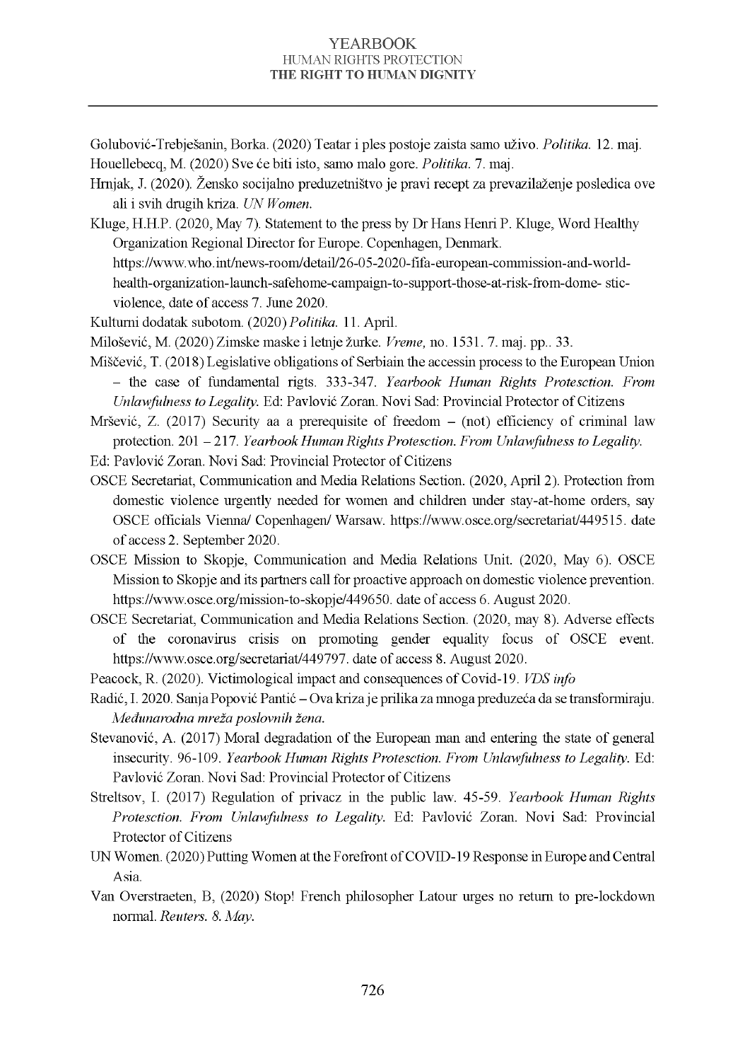Golubović-Trebješanin, Borka. (2020) Teatar i ples postoje zaista samo uživo. *Politika.* 12. maj.

Houellebecq, M. (2020) Sve će biti isto, samo malo gore. *Politika.* 7. maj.

Hrnjak, J. (2020). Žensko socijalno preduzetništvo je pravi recept za prevazilaženje posledica ove ali i svih drugih kriza. *UN Women.*

Kluge, H.H.P. (2020, May 7). Statement to the press by Dr Hans Henri P. Kluge, Word Healthy Organization Regional Director for Europe. Copenhagen, Denmark. https://www.who.int/news-room/detail/26-05-2020-fifa-european-commission-and-world-health-organization-launch-safehome-campaign-to-support-those-at-risk-from-dome- stic-violence, date of access 7. June 2020.

Kulturni dodatak subotom. (2020) *Politika.* 11. April.

Milošević, M. (2020) Zimske maske i letnje žurke. *Vreme,* no. 1531. 7. maj. pp.. 33.

Miščević, T. (2018) Legislative obligations of Serbiain the accessin process to the European Union – the case of fundamental rigts. 333-347. *Yearbook Human Rights Protesction. From Unlawfulness to Legality.* Ed: Pavlović Zoran. Novi Sad: Provincial Protector of Citizens

Mršević, Z. (2017) Security aa a prerequisite of freedom – (not) efficiency of criminal law protection. 201 – 217. *Yearbook Human Rights Protesction. From Unlawfulness to Legality.*

Ed: Pavlović Zoran. Novi Sad: Provincial Protector of Citizens

OSCE Secretariat, Communication and Media Relations Section. (2020, April 2). Protection from domestic violence urgently needed for women and children under stay-at-home orders, say OSCE officials Vienna/ Copenhagen/ Warsaw. https://www.osce.org/secretariat/449515. date of access 2. September 2020.

OSCE Mission to Skopje, Communication and Media Relations Unit. (2020, May 6). OSCE Mission to Skopje and its partners call for proactive approach on domestic violence prevention. https://www.osce.org/mission-to-skopje/449650. date of access 6. August 2020.

OSCE Secretariat, Communication and Media Relations Section. (2020, may 8). Adverse effects of the coronavirus crisis on promoting gender equality focus of OSCE event. https://www.osce.org/secretariat/449797. date of access 8. August 2020.

Peacock, R. (2020). Victimological impact and consequences of Covid-19. *VDS info*

Radić, I. 2020. Sanja Popović Pantić – Ova kriza je prilika za mnoga preduzeća da se transformiraju. *Međunarodna mreža poslovnih žena.*

Stevanović, A. (2017) Moral degradation of the European man and entering the state of general insecurity. 96-109. *Yearbook Human Rights Protesction. From Unlawfulness to Legality.* Ed: Pavlović Zoran. Novi Sad: Provincial Protector of Citizens

Streltsov, I. (2017) Regulation of privacz in the public law. 45-59. *Yearbook Human Rights Protesction. From Unlawfulness to Legality.* Ed: Pavlović Zoran. Novi Sad: Provincial Protector of Citizens

UN Women. (2020) Putting Women at the Forefront of COVID-19 Response in Europe and Central Asia.

Van Overstraeten, B, (2020) Stop! French philosopher Latour urges no return to pre-lockdown normal. *Reuters. 8. May.*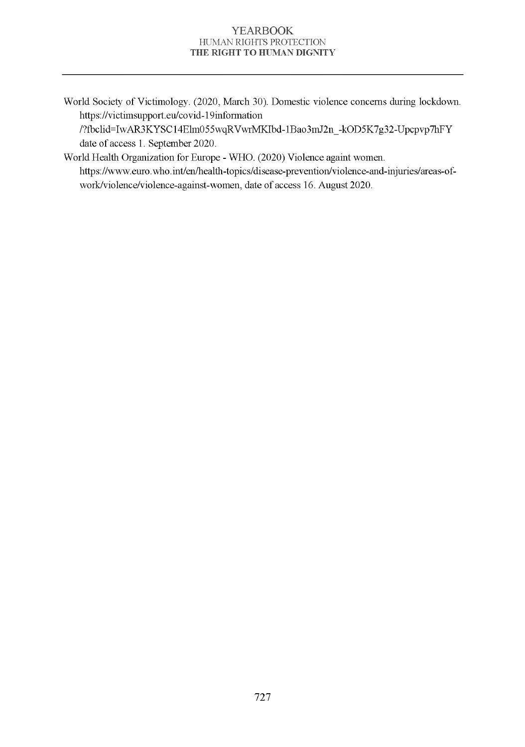World Society of Victimology. (2020, March 30). Domestic violence concerns during lockdown. https://victimsupport.eu/covid-19information /?fbclid=IwAR3KYSC14Elm055wqRVwrMKIbd-1Bao3mJ2n_-kOD5K7g32-Upcpvp7hFY date of access 1. September 2020.

World Health Organization for Europe - WHO. (2020) Violence againt women. https://www.euro.who.int/en/health-topics/disease-prevention/violence-and-injuries/areas-of-work/violence/violence-against-women, date of access 16. August 2020.